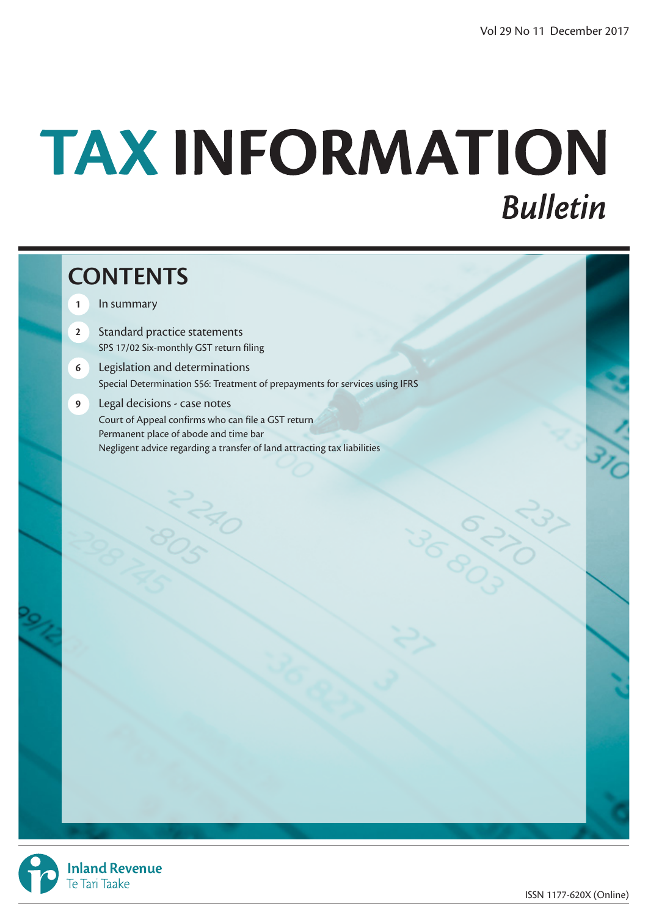Vol 29 No 11 December 2017

# TAX INFORMATION

## *Bulletin*

## CONTENTS

| | |
|---|---|
| 1 | In summary |
| 2 | Standard practice statements<br>SPS 17/02 Six-monthly GST return filing |
| 6 | Legislation and determinations<br>Special Determination S56: Treatment of prepayments for services using IFRS |
| 9 | Legal decisions - case notes<br>Court of Appeal confirms who can file a GST return<br>Permanent place of abode and time bar<br>Negligent advice regarding a transfer of land attracting tax liabilities |

Inland Revenue
Te Tari Taake

ISSN 1177-620X (Online)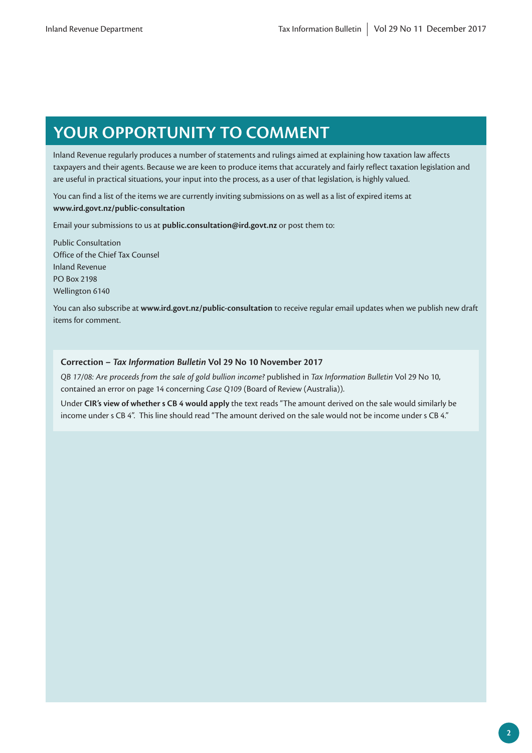# YOUR OPPORTUNITY TO COMMENT

Inland Revenue regularly produces a number of statements and rulings aimed at explaining how taxation law affects taxpayers and their agents. Because we are keen to produce items that accurately and fairly reflect taxation legislation and are useful in practical situations, your input into the process, as a user of that legislation, is highly valued.

You can find a list of the items we are currently inviting submissions on as well as a list of expired items at **www.ird.govt.nz/public-consultation**

Email your submissions to us at **public.consultation@ird.govt.nz** or post them to:

Public Consultation
Office of the Chief Tax Counsel
Inland Revenue
PO Box 2198
Wellington 6140

You can also subscribe at **www.ird.govt.nz/public-consultation** to receive regular email updates when we publish new draft items for comment.

**Correction – *Tax Information Bulletin* Vol 29 No 10 November 2017**

*QB 17/08: Are proceeds from the sale of gold bullion income?* published in *Tax Information Bulletin* Vol 29 No 10, contained an error on page 14 concerning *Case Q109* (Board of Review (Australia)).

Under **CIR's view of whether s CB 4 would apply** the text reads "The amount derived on the sale would similarly be income under s CB 4". This line should read "The amount derived on the sale would not be income under s CB 4."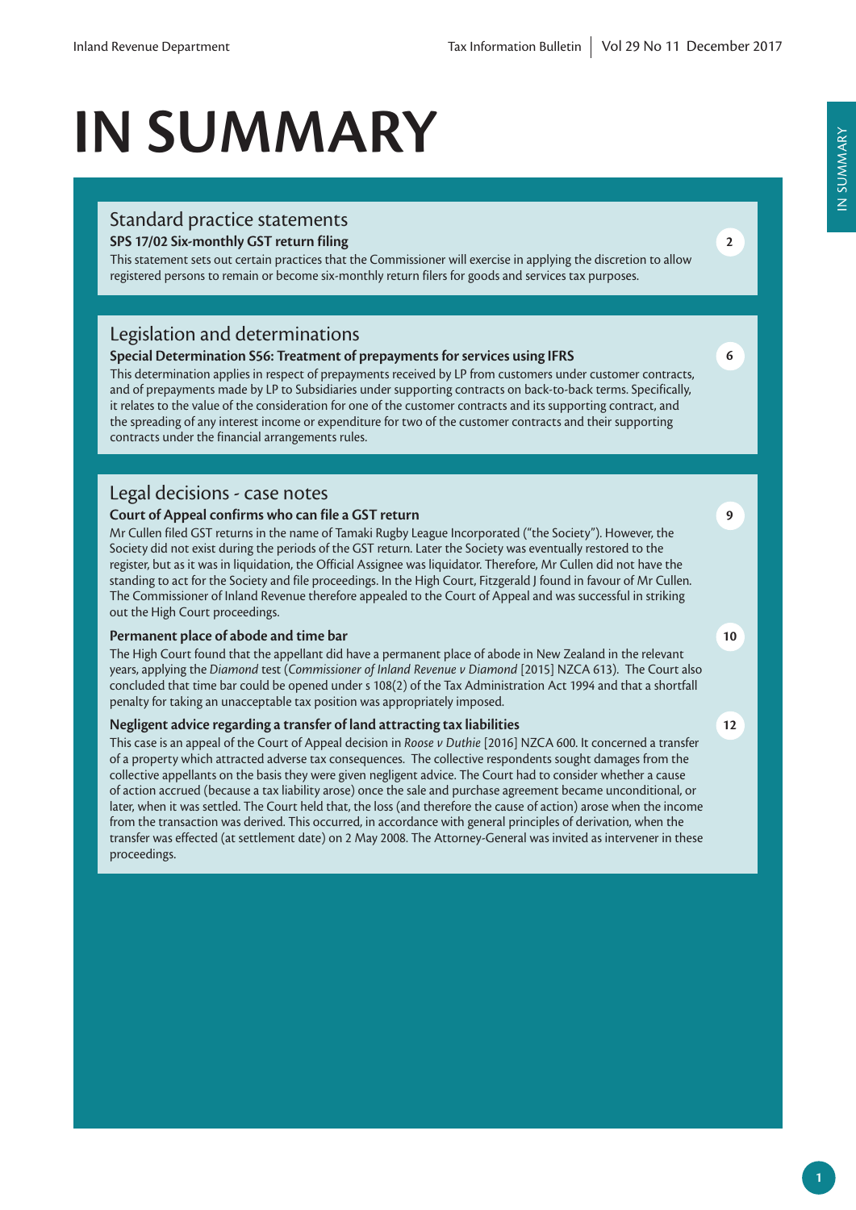# IN SUMMARY

## Standard practice statements

**SPS 17/02 Six-monthly GST return filing** 2

This statement sets out certain practices that the Commissioner will exercise in applying the discretion to allow registered persons to remain or become six-monthly return filers for goods and services tax purposes.

## Legislation and determinations

**Special Determination S56: Treatment of prepayments for services using IFRS** 6

This determination applies in respect of prepayments received by LP from customers under customer contracts, and of prepayments made by LP to Subsidiaries under supporting contracts on back-to-back terms. Specifically, it relates to the value of the consideration for one of the customer contracts and its supporting contract, and the spreading of any interest income or expenditure for two of the customer contracts and their supporting contracts under the financial arrangements rules.

## Legal decisions - case notes

**Court of Appeal confirms who can file a GST return** 9

Mr Cullen filed GST returns in the name of Tamaki Rugby League Incorporated ("the Society"). However, the Society did not exist during the periods of the GST return. Later the Society was eventually restored to the register, but as it was in liquidation, the Official Assignee was liquidator. Therefore, Mr Cullen did not have the standing to act for the Society and file proceedings. In the High Court, Fitzgerald J found in favour of Mr Cullen. The Commissioner of Inland Revenue therefore appealed to the Court of Appeal and was successful in striking out the High Court proceedings.

**Permanent place of abode and time bar** 10

The High Court found that the appellant did have a permanent place of abode in New Zealand in the relevant years, applying the *Diamond* test (*Commissioner of Inland Revenue v Diamond* [2015] NZCA 613). The Court also concluded that time bar could be opened under s 108(2) of the Tax Administration Act 1994 and that a shortfall penalty for taking an unacceptable tax position was appropriately imposed.

**Negligent advice regarding a transfer of land attracting tax liabilities** 12

This case is an appeal of the Court of Appeal decision in *Roose v Duthie* [2016] NZCA 600. It concerned a transfer of a property which attracted adverse tax consequences. The collective respondents sought damages from the collective appellants on the basis they were given negligent advice. The Court had to consider whether a cause of action accrued (because a tax liability arose) once the sale and purchase agreement became unconditional, or later, when it was settled. The Court held that, the loss (and therefore the cause of action) arose when the income from the transaction was derived. This occurred, in accordance with general principles of derivation, when the transfer was effected (at settlement date) on 2 May 2008. The Attorney-General was invited as intervener in these proceedings.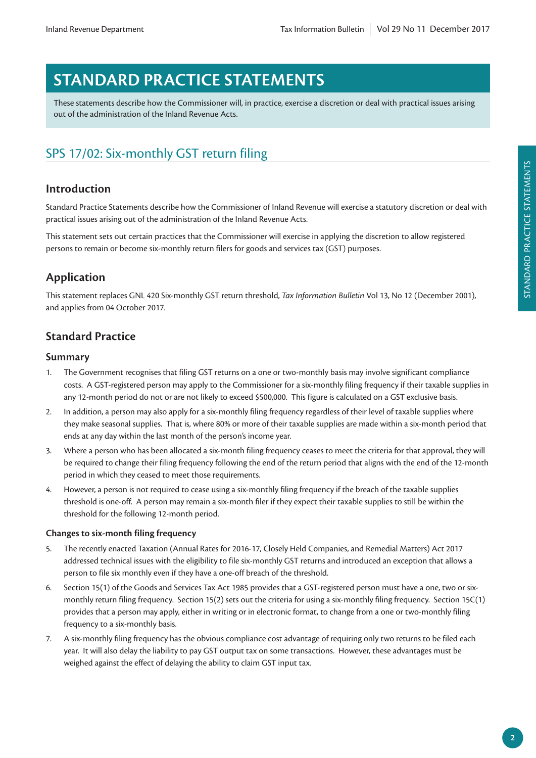# STANDARD PRACTICE STATEMENTS

These statements describe how the Commissioner will, in practice, exercise a discretion or deal with practical issues arising out of the administration of the Inland Revenue Acts.

## SPS 17/02: Six-monthly GST return filing

### Introduction

Standard Practice Statements describe how the Commissioner of Inland Revenue will exercise a statutory discretion or deal with practical issues arising out of the administration of the Inland Revenue Acts.

This statement sets out certain practices that the Commissioner will exercise in applying the discretion to allow registered persons to remain or become six-monthly return filers for goods and services tax (GST) purposes.

### Application

This statement replaces GNL 420 Six-monthly GST return threshold, *Tax Information Bulletin* Vol 13, No 12 (December 2001), and applies from 04 October 2017.

### Standard Practice

#### Summary

1. The Government recognises that filing GST returns on a one or two-monthly basis may involve significant compliance costs. A GST-registered person may apply to the Commissioner for a six-monthly filing frequency if their taxable supplies in any 12-month period do not or are not likely to exceed $500,000. This figure is calculated on a GST exclusive basis.
2. In addition, a person may also apply for a six-monthly filing frequency regardless of their level of taxable supplies where they make seasonal supplies. That is, where 80% or more of their taxable supplies are made within a six-month period that ends at any day within the last month of the person's income year.
3. Where a person who has been allocated a six-month filing frequency ceases to meet the criteria for that approval, they will be required to change their filing frequency following the end of the return period that aligns with the end of the 12-month period in which they ceased to meet those requirements.
4. However, a person is not required to cease using a six-monthly filing frequency if the breach of the taxable supplies threshold is one-off. A person may remain a six-month filer if they expect their taxable supplies to still be within the threshold for the following 12-month period.

**Changes to six-month filing frequency**

5. The recently enacted Taxation (Annual Rates for 2016-17, Closely Held Companies, and Remedial Matters) Act 2017 addressed technical issues with the eligibility to file six-monthly GST returns and introduced an exception that allows a person to file six monthly even if they have a one-off breach of the threshold.
6. Section 15(1) of the Goods and Services Tax Act 1985 provides that a GST-registered person must have a one, two or six-monthly return filing frequency. Section 15(2) sets out the criteria for using a six-monthly filing frequency. Section 15C(1) provides that a person may apply, either in writing or in electronic format, to change from a one or two-monthly filing frequency to a six-monthly basis.
7. A six-monthly filing frequency has the obvious compliance cost advantage of requiring only two returns to be filed each year. It will also delay the liability to pay GST output tax on some transactions. However, these advantages must be weighed against the effect of delaying the ability to claim GST input tax.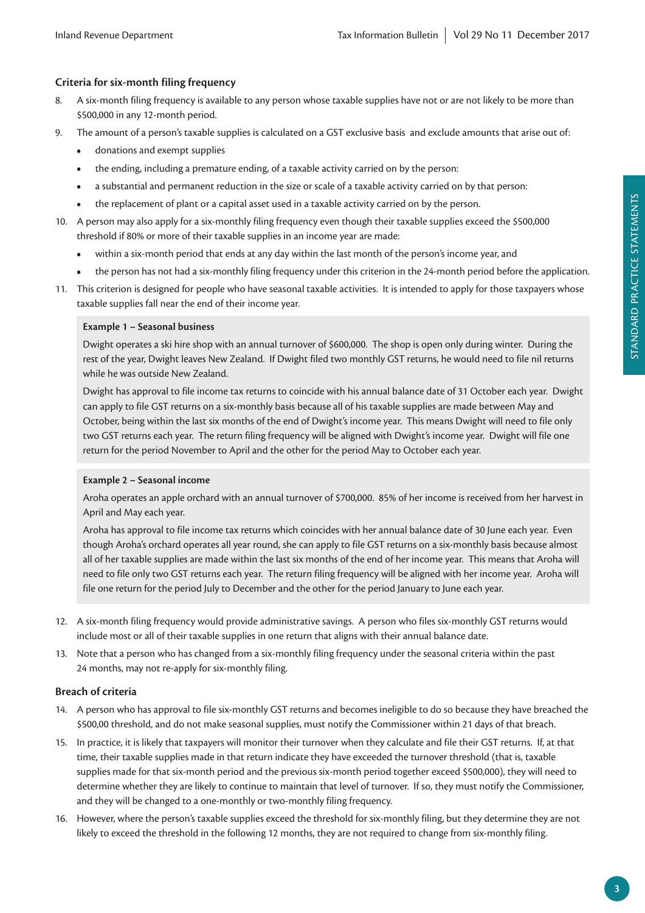### Criteria for six-month filing frequency

8. A six-month filing frequency is available to any person whose taxable supplies have not or are not likely to be more than $500,000 in any 12-month period.
9. The amount of a person's taxable supplies is calculated on a GST exclusive basis  and exclude amounts that arise out of:
   - donations and exempt supplies
   - the ending, including a premature ending, of a taxable activity carried on by the person:
   - a substantial and permanent reduction in the size or scale of a taxable activity carried on by that person:
   - the replacement of plant or a capital asset used in a taxable activity carried on by the person.
10. A person may also apply for a six-monthly filing frequency even though their taxable supplies exceed the $500,000 threshold if 80% or more of their taxable supplies in an income year are made:
    - within a six-month period that ends at any day within the last month of the person's income year, and
    - the person has not had a six-monthly filing frequency under this criterion in the 24-month period before the application.
11. This criterion is designed for people who have seasonal taxable activities. It is intended to apply for those taxpayers whose taxable supplies fall near the end of their income year.

> **Example 1 – Seasonal business**
>
> Dwight operates a ski hire shop with an annual turnover of $600,000. The shop is open only during winter. During the rest of the year, Dwight leaves New Zealand. If Dwight filed two monthly GST returns, he would need to file nil returns while he was outside New Zealand.
>
> Dwight has approval to file income tax returns to coincide with his annual balance date of 31 October each year. Dwight can apply to file GST returns on a six-monthly basis because all of his taxable supplies are made between May and October, being within the last six months of the end of Dwight's income year. This means Dwight will need to file only two GST returns each year. The return filing frequency will be aligned with Dwight's income year. Dwight will file one return for the period November to April and the other for the period May to October each year.

> **Example 2 – Seasonal income**
>
> Aroha operates an apple orchard with an annual turnover of $700,000. 85% of her income is received from her harvest in April and May each year.
>
> Aroha has approval to file income tax returns which coincides with her annual balance date of 30 June each year. Even though Aroha's orchard operates all year round, she can apply to file GST returns on a six-monthly basis because almost all of her taxable supplies are made within the last six months of the end of her income year. This means that Aroha will need to file only two GST returns each year. The return filing frequency will be aligned with her income year. Aroha will file one return for the period July to December and the other for the period January to June each year.

12. A six-month filing frequency would provide administrative savings. A person who files six-monthly GST returns would include most or all of their taxable supplies in one return that aligns with their annual balance date.
13. Note that a person who has changed from a six-monthly filing frequency under the seasonal criteria within the past 24 months, may not re-apply for six-monthly filing.

### Breach of criteria

14. A person who has approval to file six-monthly GST returns and becomes ineligible to do so because they have breached the $500,00 threshold, and do not make seasonal supplies, must notify the Commissioner within 21 days of that breach.
15. In practice, it is likely that taxpayers will monitor their turnover when they calculate and file their GST returns. If, at that time, their taxable supplies made in that return indicate they have exceeded the turnover threshold (that is, taxable supplies made for that six-month period and the previous six-month period together exceed $500,000), they will need to determine whether they are likely to continue to maintain that level of turnover. If so, they must notify the Commissioner, and they will be changed to a one-monthly or two-monthly filing frequency.
16. However, where the person's taxable supplies exceed the threshold for six-monthly filing, but they determine they are not likely to exceed the threshold in the following 12 months, they are not required to change from six-monthly filing.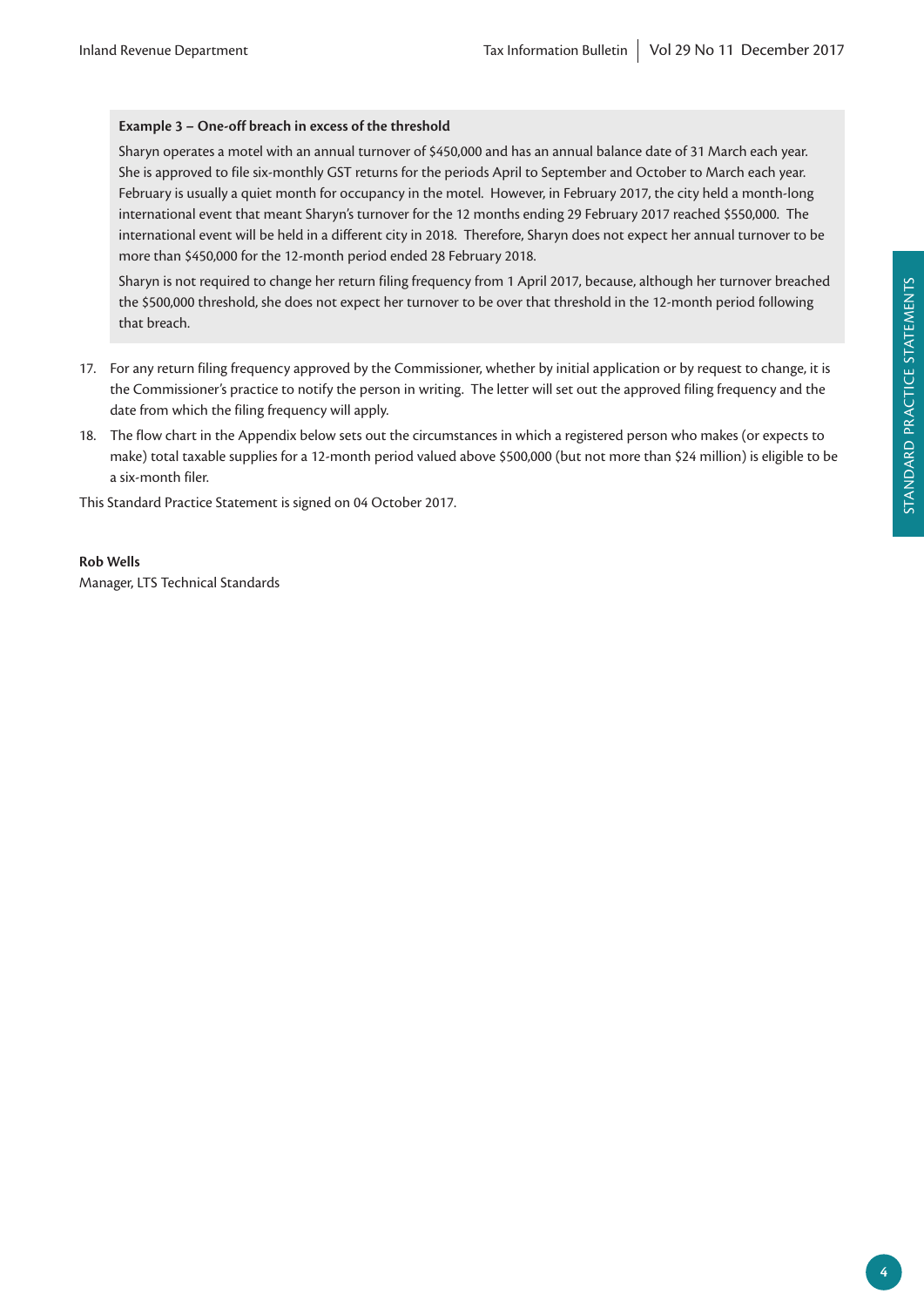**Example 3 – One-off breach in excess of the threshold**

Sharyn operates a motel with an annual turnover of $450,000 and has an annual balance date of 31 March each year. She is approved to file six-monthly GST returns for the periods April to September and October to March each year. February is usually a quiet month for occupancy in the motel. However, in February 2017, the city held a month-long international event that meant Sharyn's turnover for the 12 months ending 29 February 2017 reached $550,000. The international event will be held in a different city in 2018. Therefore, Sharyn does not expect her annual turnover to be more than $450,000 for the 12-month period ended 28 February 2018.

Sharyn is not required to change her return filing frequency from 1 April 2017, because, although her turnover breached the $500,000 threshold, she does not expect her turnover to be over that threshold in the 12-month period following that breach.

17. For any return filing frequency approved by the Commissioner, whether by initial application or by request to change, it is the Commissioner's practice to notify the person in writing. The letter will set out the approved filing frequency and the date from which the filing frequency will apply.
18. The flow chart in the Appendix below sets out the circumstances in which a registered person who makes (or expects to make) total taxable supplies for a 12-month period valued above $500,000 (but not more than $24 million) is eligible to be a six-month filer.

This Standard Practice Statement is signed on 04 October 2017.

**Rob Wells**
Manager, LTS Technical Standards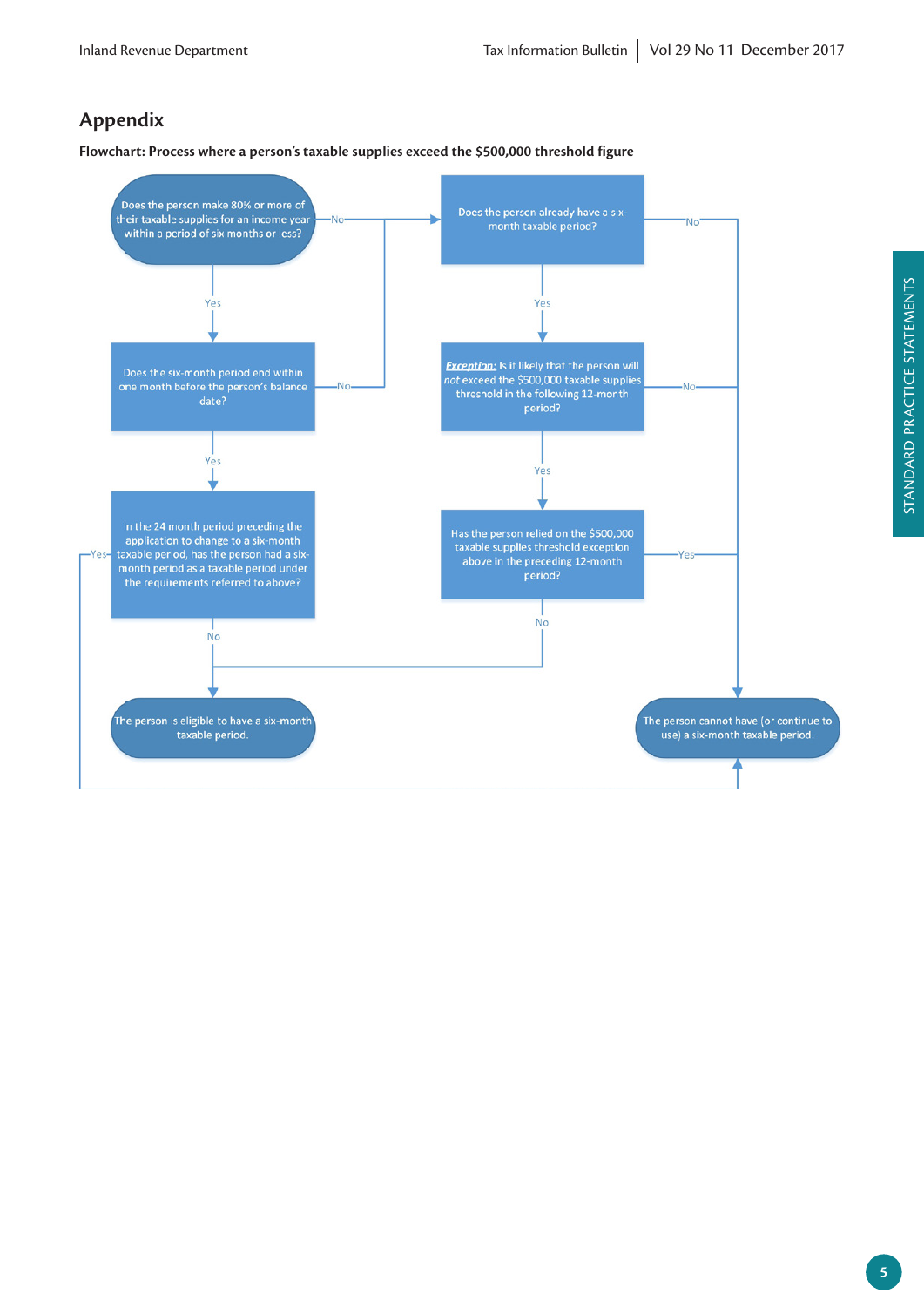## Appendix

**Flowchart: Process where a person's taxable supplies exceed the $500,000 threshold figure**

Does the person make 80% or more of their taxable supplies for an income year within a period of six months or less?

- Yes → Does the six-month period end within one month before the person's balance date?
- No → Does the person already have a six-month taxable period?

Does the six-month period end within one month before the person's balance date?

- Yes → In the 24 month period preceding the application to change to a six-month taxable period, has the person had a six-month period as a taxable period under the requirements referred to above?
- No → Does the person already have a six-month taxable period?

In the 24 month period preceding the application to change to a six-month taxable period, has the person had a six-month period as a taxable period under the requirements referred to above?

- Yes → The person cannot have (or continue to use) a six-month taxable period.
- No → The person is eligible to have a six-month taxable period.

Does the person already have a six-month taxable period?

- Yes → ***Exception:*** Is it likely that the person will *not* exceed the $500,000 taxable supplies threshold in the following 12-month period?
- No → The person cannot have (or continue to use) a six-month taxable period.

***Exception:*** Is it likely that the person will *not* exceed the $500,000 taxable supplies threshold in the following 12-month period?

- Yes → Has the person relied on the $500,000 taxable supplies threshold exception above in the preceding 12-month period?
- No → The person cannot have (or continue to use) a six-month taxable period.

Has the person relied on the $500,000 taxable supplies threshold exception above in the preceding 12-month period?

- Yes → The person cannot have (or continue to use) a six-month taxable period.
- No → The person is eligible to have a six-month taxable period.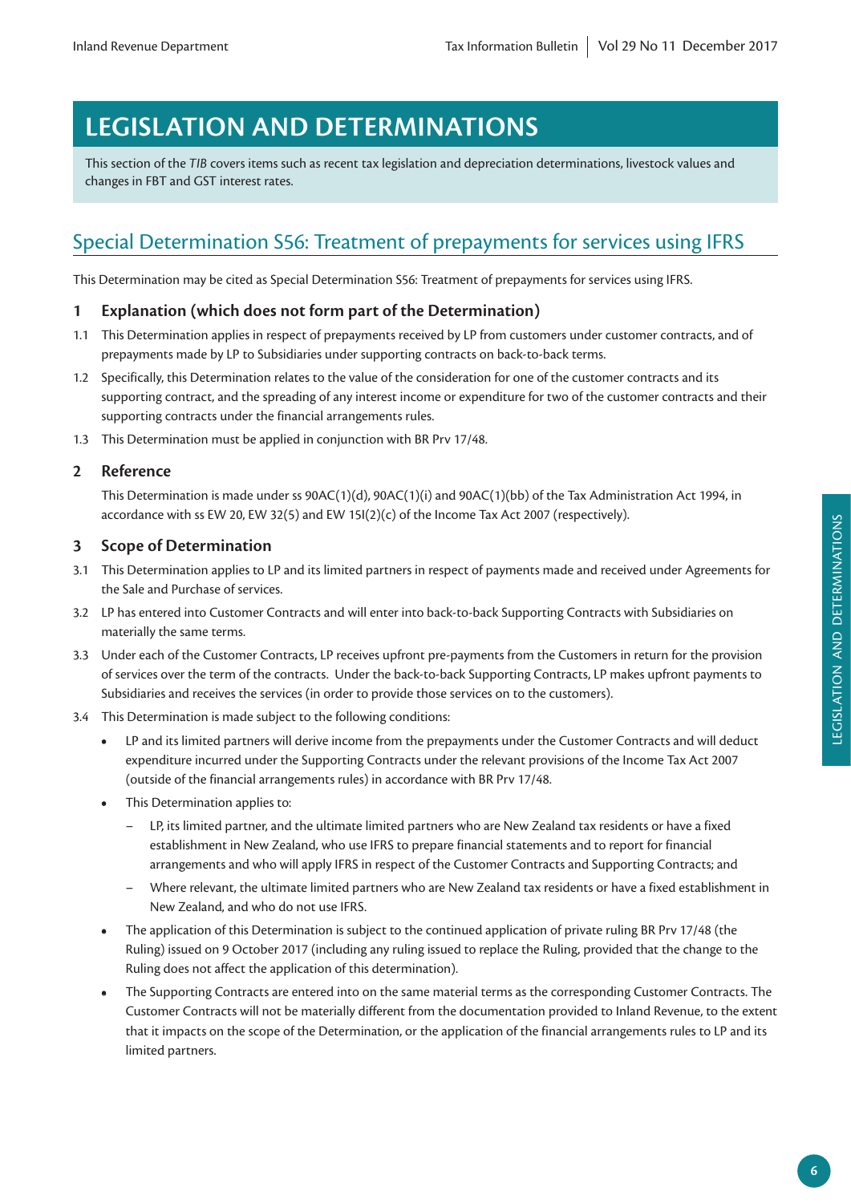# LEGISLATION AND DETERMINATIONS

This section of the *TIB* covers items such as recent tax legislation and depreciation determinations, livestock values and changes in FBT and GST interest rates.

## Special Determination S56: Treatment of prepayments for services using IFRS

This Determination may be cited as Special Determination S56: Treatment of prepayments for services using IFRS.

### 1 Explanation (which does not form part of the Determination)

1.1 This Determination applies in respect of prepayments received by LP from customers under customer contracts, and of prepayments made by LP to Subsidiaries under supporting contracts on back-to-back terms.

1.2 Specifically, this Determination relates to the value of the consideration for one of the customer contracts and its supporting contract, and the spreading of any interest income or expenditure for two of the customer contracts and their supporting contracts under the financial arrangements rules.

1.3 This Determination must be applied in conjunction with BR Prv 17/48.

### 2 Reference

This Determination is made under ss 90AC(1)(d), 90AC(1)(i) and 90AC(1)(bb) of the Tax Administration Act 1994, in accordance with ss EW 20, EW 32(5) and EW 15I(2)(c) of the Income Tax Act 2007 (respectively).

### 3 Scope of Determination

3.1 This Determination applies to LP and its limited partners in respect of payments made and received under Agreements for the Sale and Purchase of services.

3.2 LP has entered into Customer Contracts and will enter into back-to-back Supporting Contracts with Subsidiaries on materially the same terms.

3.3 Under each of the Customer Contracts, LP receives upfront pre-payments from the Customers in return for the provision of services over the term of the contracts. Under the back-to-back Supporting Contracts, LP makes upfront payments to Subsidiaries and receives the services (in order to provide those services on to the customers).

3.4 This Determination is made subject to the following conditions:

- LP and its limited partners will derive income from the prepayments under the Customer Contracts and will deduct expenditure incurred under the Supporting Contracts under the relevant provisions of the Income Tax Act 2007 (outside of the financial arrangements rules) in accordance with BR Prv 17/48.
- This Determination applies to:
  - LP, its limited partner, and the ultimate limited partners who are New Zealand tax residents or have a fixed establishment in New Zealand, who use IFRS to prepare financial statements and to report for financial arrangements and who will apply IFRS in respect of the Customer Contracts and Supporting Contracts; and
  - Where relevant, the ultimate limited partners who are New Zealand tax residents or have a fixed establishment in New Zealand, and who do not use IFRS.
- The application of this Determination is subject to the continued application of private ruling BR Prv 17/48 (the Ruling) issued on 9 October 2017 (including any ruling issued to replace the Ruling, provided that the change to the Ruling does not affect the application of this determination).
- The Supporting Contracts are entered into on the same material terms as the corresponding Customer Contracts. The Customer Contracts will not be materially different from the documentation provided to Inland Revenue, to the extent that it impacts on the scope of the Determination, or the application of the financial arrangements rules to LP and its limited partners.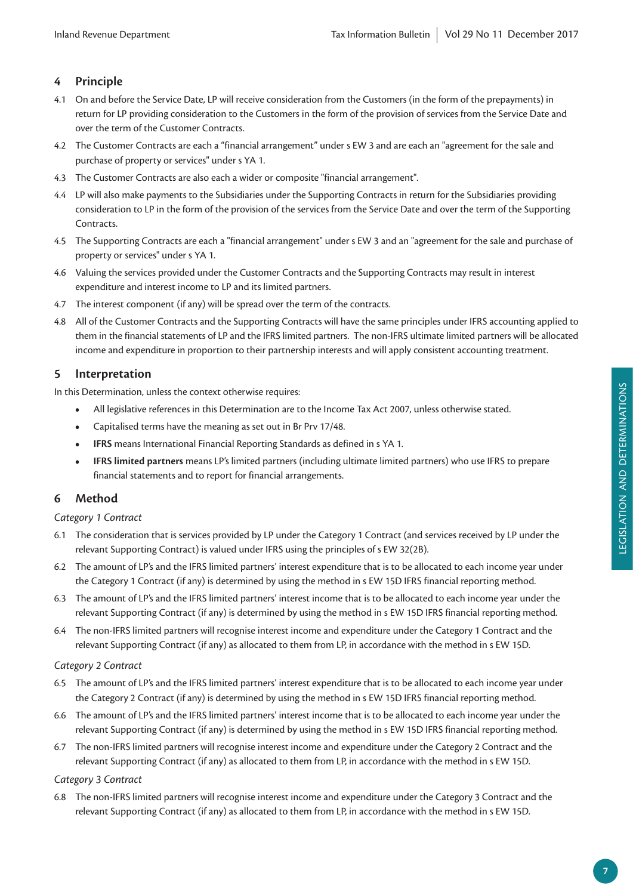## 4 Principle

4.1 On and before the Service Date, LP will receive consideration from the Customers (in the form of the prepayments) in return for LP providing consideration to the Customers in the form of the provision of services from the Service Date and over the term of the Customer Contracts.

4.2 The Customer Contracts are each a "financial arrangement" under s EW 3 and are each an "agreement for the sale and purchase of property or services" under s YA 1.

4.3 The Customer Contracts are also each a wider or composite "financial arrangement".

4.4 LP will also make payments to the Subsidiaries under the Supporting Contracts in return for the Subsidiaries providing consideration to LP in the form of the provision of the services from the Service Date and over the term of the Supporting Contracts.

4.5 The Supporting Contracts are each a "financial arrangement" under s EW 3 and an "agreement for the sale and purchase of property or services" under s YA 1.

4.6 Valuing the services provided under the Customer Contracts and the Supporting Contracts may result in interest expenditure and interest income to LP and its limited partners.

4.7 The interest component (if any) will be spread over the term of the contracts.

4.8 All of the Customer Contracts and the Supporting Contracts will have the same principles under IFRS accounting applied to them in the financial statements of LP and the IFRS limited partners. The non-IFRS ultimate limited partners will be allocated income and expenditure in proportion to their partnership interests and will apply consistent accounting treatment.

## 5 Interpretation

In this Determination, unless the context otherwise requires:

- All legislative references in this Determination are to the Income Tax Act 2007, unless otherwise stated.
- Capitalised terms have the meaning as set out in Br Prv 17/48.
- **IFRS** means International Financial Reporting Standards as defined in s YA 1.
- **IFRS limited partners** means LP's limited partners (including ultimate limited partners) who use IFRS to prepare financial statements and to report for financial arrangements.

## 6 Method

*Category 1 Contract*

6.1 The consideration that is services provided by LP under the Category 1 Contract (and services received by LP under the relevant Supporting Contract) is valued under IFRS using the principles of s EW 32(2B).

6.2 The amount of LP's and the IFRS limited partners' interest expenditure that is to be allocated to each income year under the Category 1 Contract (if any) is determined by using the method in s EW 15D IFRS financial reporting method.

6.3 The amount of LP's and the IFRS limited partners' interest income that is to be allocated to each income year under the relevant Supporting Contract (if any) is determined by using the method in s EW 15D IFRS financial reporting method.

6.4 The non-IFRS limited partners will recognise interest income and expenditure under the Category 1 Contract and the relevant Supporting Contract (if any) as allocated to them from LP, in accordance with the method in s EW 15D.

*Category 2 Contract*

6.5 The amount of LP's and the IFRS limited partners' interest expenditure that is to be allocated to each income year under the Category 2 Contract (if any) is determined by using the method in s EW 15D IFRS financial reporting method.

6.6 The amount of LP's and the IFRS limited partners' interest income that is to be allocated to each income year under the relevant Supporting Contract (if any) is determined by using the method in s EW 15D IFRS financial reporting method.

6.7 The non-IFRS limited partners will recognise interest income and expenditure under the Category 2 Contract and the relevant Supporting Contract (if any) as allocated to them from LP, in accordance with the method in s EW 15D.

*Category 3 Contract*

6.8 The non-IFRS limited partners will recognise interest income and expenditure under the Category 3 Contract and the relevant Supporting Contract (if any) as allocated to them from LP, in accordance with the method in s EW 15D.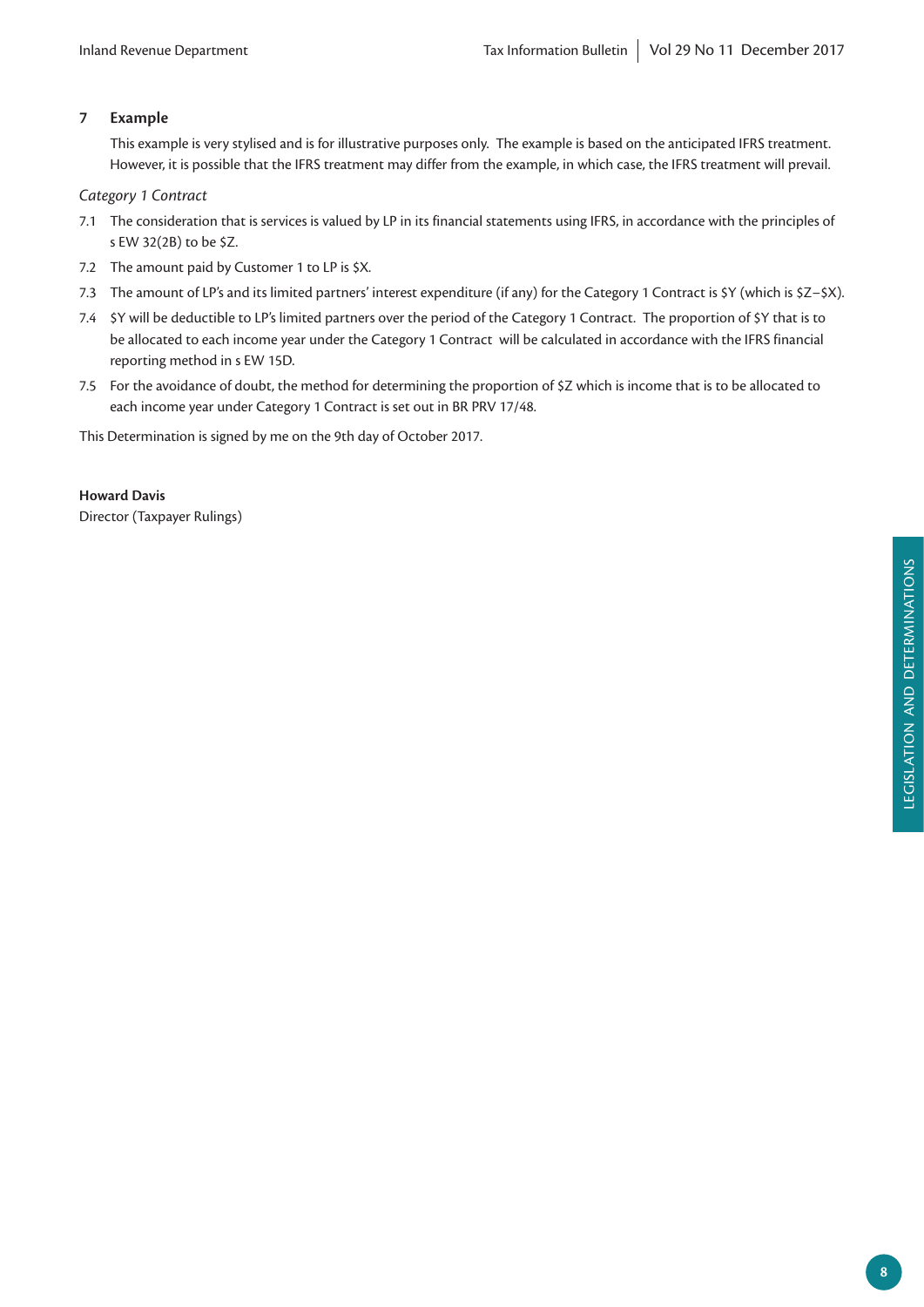## 7 Example

This example is very stylised and is for illustrative purposes only. The example is based on the anticipated IFRS treatment. However, it is possible that the IFRS treatment may differ from the example, in which case, the IFRS treatment will prevail.

*Category 1 Contract*

7.1 The consideration that is services is valued by LP in its financial statements using IFRS, in accordance with the principles of s EW 32(2B) to be $Z.

7.2 The amount paid by Customer 1 to LP is $X.

7.3 The amount of LP's and its limited partners' interest expenditure (if any) for the Category 1 Contract is $Y (which is $Z–$X).

7.4 $Y will be deductible to LP's limited partners over the period of the Category 1 Contract. The proportion of $Y that is to be allocated to each income year under the Category 1 Contract will be calculated in accordance with the IFRS financial reporting method in s EW 15D.

7.5 For the avoidance of doubt, the method for determining the proportion of $Z which is income that is to be allocated to each income year under Category 1 Contract is set out in BR PRV 17/48.

This Determination is signed by me on the 9th day of October 2017.

**Howard Davis**
Director (Taxpayer Rulings)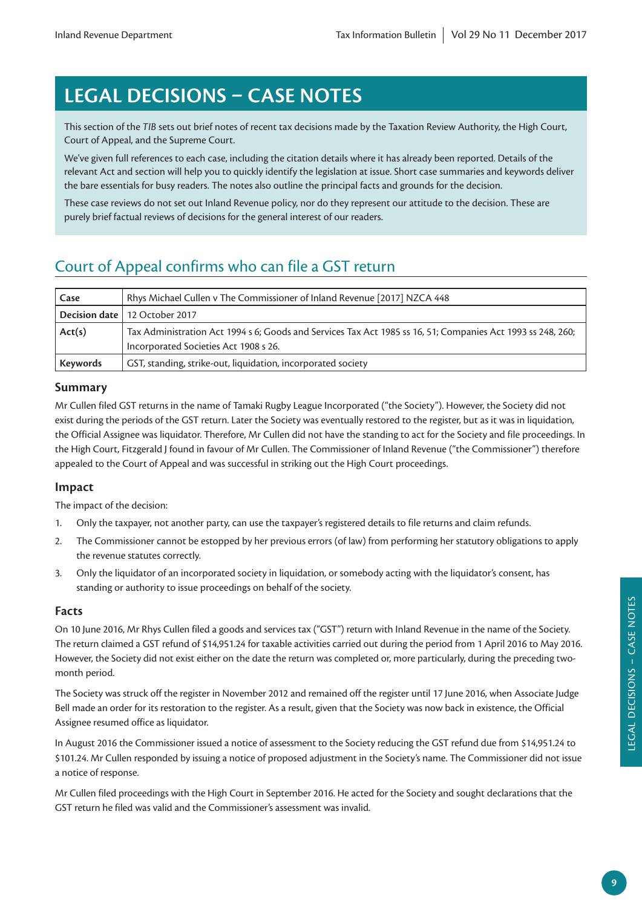# LEGAL DECISIONS – CASE NOTES

This section of the *TIB* sets out brief notes of recent tax decisions made by the Taxation Review Authority, the High Court, Court of Appeal, and the Supreme Court.

We've given full references to each case, including the citation details where it has already been reported. Details of the relevant Act and section will help you to quickly identify the legislation at issue. Short case summaries and keywords deliver the bare essentials for busy readers. The notes also outline the principal facts and grounds for the decision.

These case reviews do not set out Inland Revenue policy, nor do they represent our attitude to the decision. These are purely brief factual reviews of decisions for the general interest of our readers.

## Court of Appeal confirms who can file a GST return

| | |
|---|---|
| **Case** | Rhys Michael Cullen v The Commissioner of Inland Revenue [2017] NZCA 448 |
| **Decision date** | 12 October 2017 |
| **Act(s)** | Tax Administration Act 1994 s 6; Goods and Services Tax Act 1985 ss 16, 51; Companies Act 1993 ss 248, 260; Incorporated Societies Act 1908 s 26. |
| **Keywords** | GST, standing, strike-out, liquidation, incorporated society |

### Summary

Mr Cullen filed GST returns in the name of Tamaki Rugby League Incorporated ("the Society"). However, the Society did not exist during the periods of the GST return. Later the Society was eventually restored to the register, but as it was in liquidation, the Official Assignee was liquidator. Therefore, Mr Cullen did not have the standing to act for the Society and file proceedings. In the High Court, Fitzgerald J found in favour of Mr Cullen. The Commissioner of Inland Revenue ("the Commissioner") therefore appealed to the Court of Appeal and was successful in striking out the High Court proceedings.

### Impact

The impact of the decision:

1. Only the taxpayer, not another party, can use the taxpayer's registered details to file returns and claim refunds.
2. The Commissioner cannot be estopped by her previous errors (of law) from performing her statutory obligations to apply the revenue statutes correctly.
3. Only the liquidator of an incorporated society in liquidation, or somebody acting with the liquidator's consent, has standing or authority to issue proceedings on behalf of the society.

### Facts

On 10 June 2016, Mr Rhys Cullen filed a goods and services tax ("GST") return with Inland Revenue in the name of the Society. The return claimed a GST refund of $14,951.24 for taxable activities carried out during the period from 1 April 2016 to May 2016. However, the Society did not exist either on the date the return was completed or, more particularly, during the preceding two-month period.

The Society was struck off the register in November 2012 and remained off the register until 17 June 2016, when Associate Judge Bell made an order for its restoration to the register. As a result, given that the Society was now back in existence, the Official Assignee resumed office as liquidator.

In August 2016 the Commissioner issued a notice of assessment to the Society reducing the GST refund due from $14,951.24 to $101.24. Mr Cullen responded by issuing a notice of proposed adjustment in the Society's name. The Commissioner did not issue a notice of response.

Mr Cullen filed proceedings with the High Court in September 2016. He acted for the Society and sought declarations that the GST return he filed was valid and the Commissioner's assessment was invalid.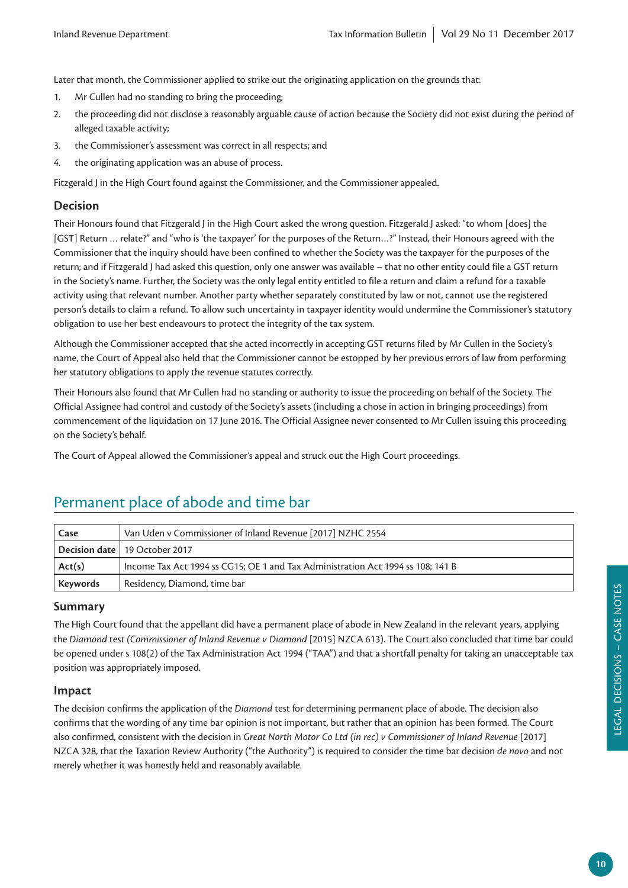Later that month, the Commissioner applied to strike out the originating application on the grounds that:

1. Mr Cullen had no standing to bring the proceeding;
2. the proceeding did not disclose a reasonably arguable cause of action because the Society did not exist during the period of alleged taxable activity;
3. the Commissioner's assessment was correct in all respects; and
4. the originating application was an abuse of process.

Fitzgerald J in the High Court found against the Commissioner, and the Commissioner appealed.

### Decision

Their Honours found that Fitzgerald J in the High Court asked the wrong question. Fitzgerald J asked: "to whom [does] the [GST] Return … relate?" and "who is 'the taxpayer' for the purposes of the Return…?" Instead, their Honours agreed with the Commissioner that the inquiry should have been confined to whether the Society was the taxpayer for the purposes of the return; and if Fitzgerald J had asked this question, only one answer was available – that no other entity could file a GST return in the Society's name. Further, the Society was the only legal entity entitled to file a return and claim a refund for a taxable activity using that relevant number. Another party whether separately constituted by law or not, cannot use the registered person's details to claim a refund. To allow such uncertainty in taxpayer identity would undermine the Commissioner's statutory obligation to use her best endeavours to protect the integrity of the tax system.

Although the Commissioner accepted that she acted incorrectly in accepting GST returns filed by Mr Cullen in the Society's name, the Court of Appeal also held that the Commissioner cannot be estopped by her previous errors of law from performing her statutory obligations to apply the revenue statutes correctly.

Their Honours also found that Mr Cullen had no standing or authority to issue the proceeding on behalf of the Society. The Official Assignee had control and custody of the Society's assets (including a chose in action in bringing proceedings) from commencement of the liquidation on 17 June 2016. The Official Assignee never consented to Mr Cullen issuing this proceeding on the Society's behalf.

The Court of Appeal allowed the Commissioner's appeal and struck out the High Court proceedings.

## Permanent place of abode and time bar

| Case | Van Uden v Commissioner of Inland Revenue [2017] NZHC 2554 |
|---|---|
| Decision date | 19 October 2017 |
| Act(s) | Income Tax Act 1994 ss CG15; OE 1 and Tax Administration Act 1994 ss 108; 141 B |
| Keywords | Residency, Diamond, time bar |

### Summary

The High Court found that the appellant did have a permanent place of abode in New Zealand in the relevant years, applying the *Diamond* test *(Commissioner of Inland Revenue v Diamond* [2015] NZCA 613). The Court also concluded that time bar could be opened under s 108(2) of the Tax Administration Act 1994 ("TAA") and that a shortfall penalty for taking an unacceptable tax position was appropriately imposed.

### Impact

The decision confirms the application of the *Diamond* test for determining permanent place of abode. The decision also confirms that the wording of any time bar opinion is not important, but rather that an opinion has been formed. The Court also confirmed, consistent with the decision in *Great North Motor Co Ltd (in rec) v Commissioner of Inland Revenue* [2017] NZCA 328, that the Taxation Review Authority ("the Authority") is required to consider the time bar decision *de novo* and not merely whether it was honestly held and reasonably available.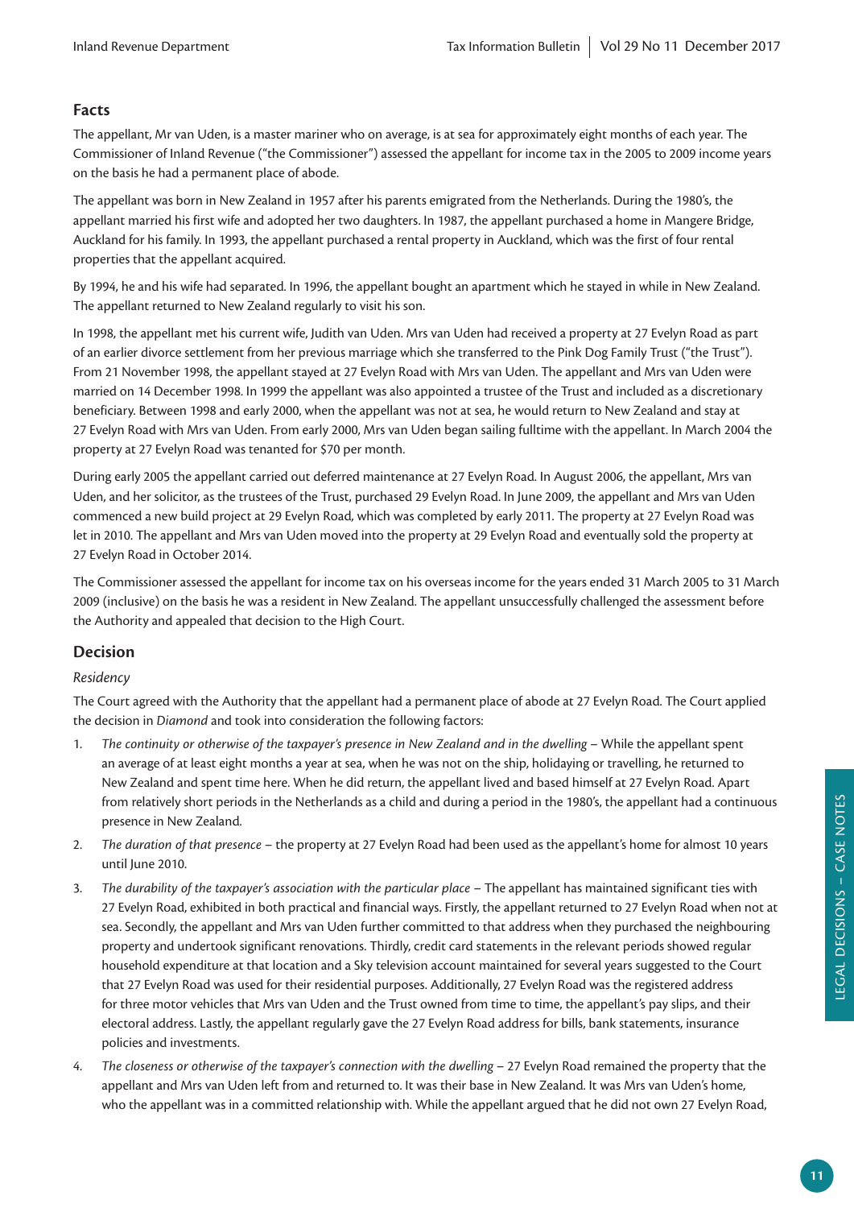## Facts

The appellant, Mr van Uden, is a master mariner who on average, is at sea for approximately eight months of each year. The Commissioner of Inland Revenue ("the Commissioner") assessed the appellant for income tax in the 2005 to 2009 income years on the basis he had a permanent place of abode.

The appellant was born in New Zealand in 1957 after his parents emigrated from the Netherlands. During the 1980's, the appellant married his first wife and adopted her two daughters. In 1987, the appellant purchased a home in Mangere Bridge, Auckland for his family. In 1993, the appellant purchased a rental property in Auckland, which was the first of four rental properties that the appellant acquired.

By 1994, he and his wife had separated. In 1996, the appellant bought an apartment which he stayed in while in New Zealand. The appellant returned to New Zealand regularly to visit his son.

In 1998, the appellant met his current wife, Judith van Uden. Mrs van Uden had received a property at 27 Evelyn Road as part of an earlier divorce settlement from her previous marriage which she transferred to the Pink Dog Family Trust ("the Trust"). From 21 November 1998, the appellant stayed at 27 Evelyn Road with Mrs van Uden. The appellant and Mrs van Uden were married on 14 December 1998. In 1999 the appellant was also appointed a trustee of the Trust and included as a discretionary beneficiary. Between 1998 and early 2000, when the appellant was not at sea, he would return to New Zealand and stay at 27 Evelyn Road with Mrs van Uden. From early 2000, Mrs van Uden began sailing fulltime with the appellant. In March 2004 the property at 27 Evelyn Road was tenanted for $70 per month.

During early 2005 the appellant carried out deferred maintenance at 27 Evelyn Road. In August 2006, the appellant, Mrs van Uden, and her solicitor, as the trustees of the Trust, purchased 29 Evelyn Road. In June 2009, the appellant and Mrs van Uden commenced a new build project at 29 Evelyn Road, which was completed by early 2011. The property at 27 Evelyn Road was let in 2010. The appellant and Mrs van Uden moved into the property at 29 Evelyn Road and eventually sold the property at 27 Evelyn Road in October 2014.

The Commissioner assessed the appellant for income tax on his overseas income for the years ended 31 March 2005 to 31 March 2009 (inclusive) on the basis he was a resident in New Zealand. The appellant unsuccessfully challenged the assessment before the Authority and appealed that decision to the High Court.

## Decision

*Residency*

The Court agreed with the Authority that the appellant had a permanent place of abode at 27 Evelyn Road. The Court applied the decision in *Diamond* and took into consideration the following factors:

1. *The continuity or otherwise of the taxpayer's presence in New Zealand and in the dwelling* – While the appellant spent an average of at least eight months a year at sea, when he was not on the ship, holidaying or travelling, he returned to New Zealand and spent time here. When he did return, the appellant lived and based himself at 27 Evelyn Road. Apart from relatively short periods in the Netherlands as a child and during a period in the 1980's, the appellant had a continuous presence in New Zealand.
2. *The duration of that presence* – the property at 27 Evelyn Road had been used as the appellant's home for almost 10 years until June 2010.
3. *The durability of the taxpayer's association with the particular place* – The appellant has maintained significant ties with 27 Evelyn Road, exhibited in both practical and financial ways. Firstly, the appellant returned to 27 Evelyn Road when not at sea. Secondly, the appellant and Mrs van Uden further committed to that address when they purchased the neighbouring property and undertook significant renovations. Thirdly, credit card statements in the relevant periods showed regular household expenditure at that location and a Sky television account maintained for several years suggested to the Court that 27 Evelyn Road was used for their residential purposes. Additionally, 27 Evelyn Road was the registered address for three motor vehicles that Mrs van Uden and the Trust owned from time to time, the appellant's pay slips, and their electoral address. Lastly, the appellant regularly gave the 27 Evelyn Road address for bills, bank statements, insurance policies and investments.
4. *The closeness or otherwise of the taxpayer's connection with the dwelling* – 27 Evelyn Road remained the property that the appellant and Mrs van Uden left from and returned to. It was their base in New Zealand. It was Mrs van Uden's home, who the appellant was in a committed relationship with. While the appellant argued that he did not own 27 Evelyn Road,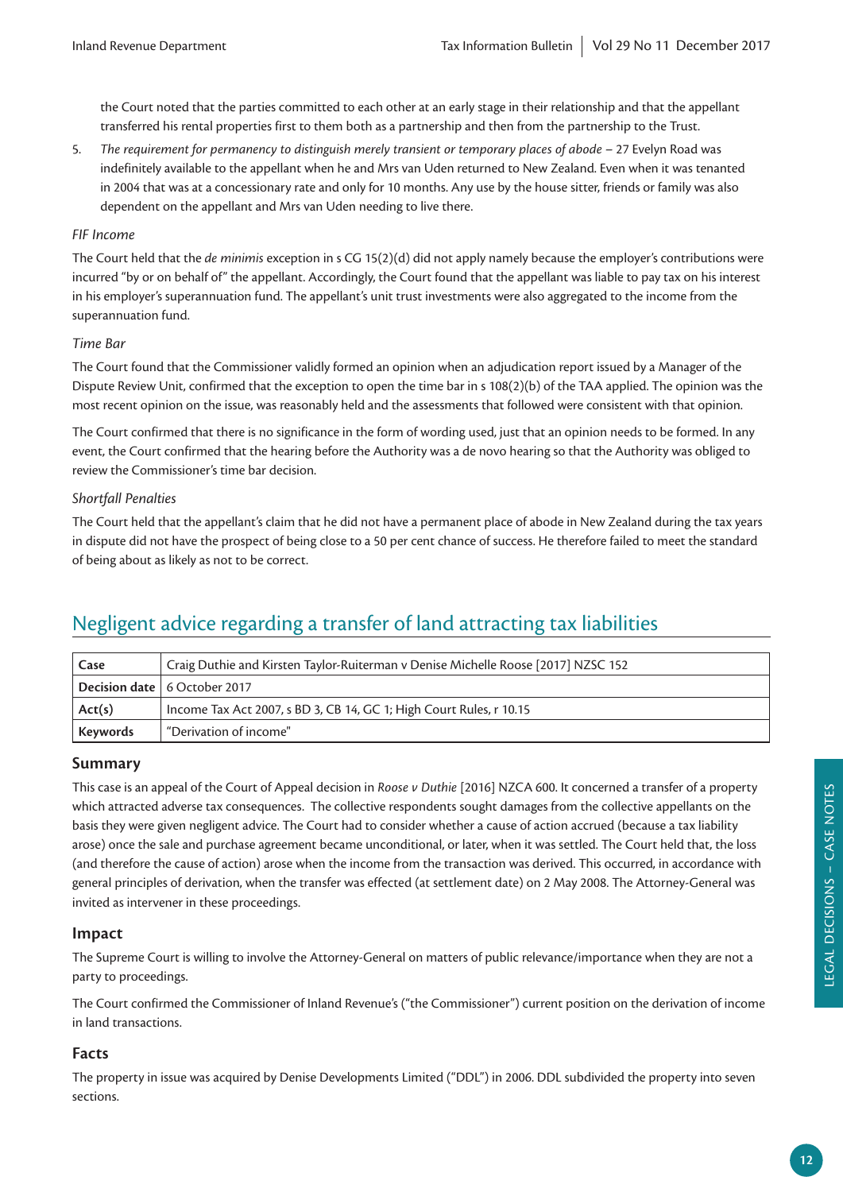the Court noted that the parties committed to each other at an early stage in their relationship and that the appellant transferred his rental properties first to them both as a partnership and then from the partnership to the Trust.

5. *The requirement for permanency to distinguish merely transient or temporary places of abode* – 27 Evelyn Road was indefinitely available to the appellant when he and Mrs van Uden returned to New Zealand. Even when it was tenanted in 2004 that was at a concessionary rate and only for 10 months. Any use by the house sitter, friends or family was also dependent on the appellant and Mrs van Uden needing to live there.

*FIF Income*

The Court held that the *de minimis* exception in s CG 15(2)(d) did not apply namely because the employer's contributions were incurred "by or on behalf of" the appellant. Accordingly, the Court found that the appellant was liable to pay tax on his interest in his employer's superannuation fund. The appellant's unit trust investments were also aggregated to the income from the superannuation fund.

*Time Bar*

The Court found that the Commissioner validly formed an opinion when an adjudication report issued by a Manager of the Dispute Review Unit, confirmed that the exception to open the time bar in s 108(2)(b) of the TAA applied. The opinion was the most recent opinion on the issue, was reasonably held and the assessments that followed were consistent with that opinion.

The Court confirmed that there is no significance in the form of wording used, just that an opinion needs to be formed. In any event, the Court confirmed that the hearing before the Authority was a de novo hearing so that the Authority was obliged to review the Commissioner's time bar decision.

*Shortfall Penalties*

The Court held that the appellant's claim that he did not have a permanent place of abode in New Zealand during the tax years in dispute did not have the prospect of being close to a 50 per cent chance of success. He therefore failed to meet the standard of being about as likely as not to be correct.

## Negligent advice regarding a transfer of land attracting tax liabilities

| **Case** | Craig Duthie and Kirsten Taylor-Ruiterman v Denise Michelle Roose [2017] NZSC 152 |
|---|---|
| **Decision date** | 6 October 2017 |
| **Act(s)** | Income Tax Act 2007, s BD 3, CB 14, GC 1; High Court Rules, r 10.15 |
| **Keywords** | "Derivation of income" |

### Summary

This case is an appeal of the Court of Appeal decision in *Roose v Duthie* [2016] NZCA 600. It concerned a transfer of a property which attracted adverse tax consequences. The collective respondents sought damages from the collective appellants on the basis they were given negligent advice. The Court had to consider whether a cause of action accrued (because a tax liability arose) once the sale and purchase agreement became unconditional, or later, when it was settled. The Court held that, the loss (and therefore the cause of action) arose when the income from the transaction was derived. This occurred, in accordance with general principles of derivation, when the transfer was effected (at settlement date) on 2 May 2008. The Attorney-General was invited as intervener in these proceedings.

### Impact

The Supreme Court is willing to involve the Attorney-General on matters of public relevance/importance when they are not a party to proceedings.

The Court confirmed the Commissioner of Inland Revenue's ("the Commissioner") current position on the derivation of income in land transactions.

### Facts

The property in issue was acquired by Denise Developments Limited ("DDL") in 2006. DDL subdivided the property into seven sections.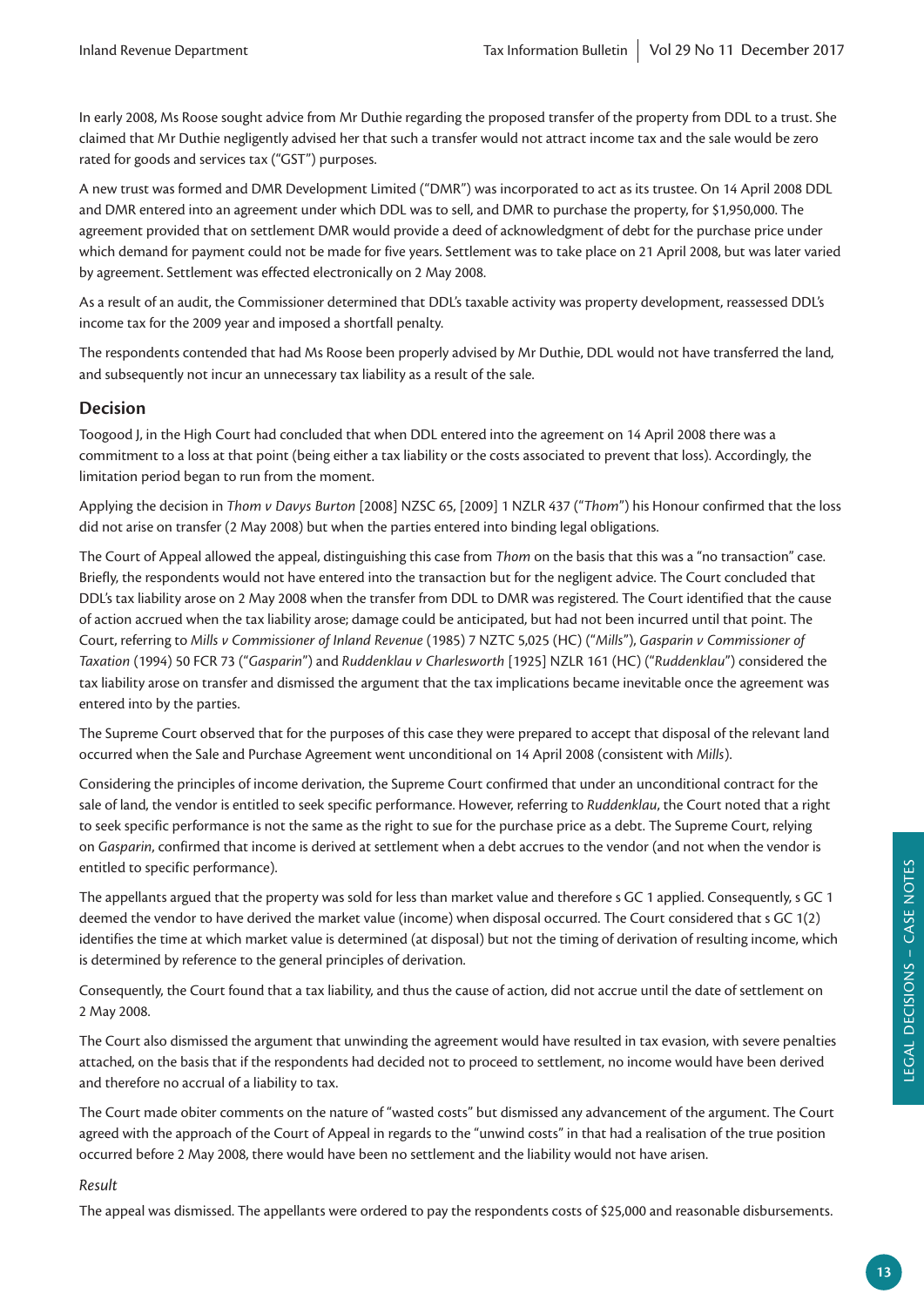In early 2008, Ms Roose sought advice from Mr Duthie regarding the proposed transfer of the property from DDL to a trust. She claimed that Mr Duthie negligently advised her that such a transfer would not attract income tax and the sale would be zero rated for goods and services tax ("GST") purposes.

A new trust was formed and DMR Development Limited ("DMR") was incorporated to act as its trustee. On 14 April 2008 DDL and DMR entered into an agreement under which DDL was to sell, and DMR to purchase the property, for $1,950,000. The agreement provided that on settlement DMR would provide a deed of acknowledgment of debt for the purchase price under which demand for payment could not be made for five years. Settlement was to take place on 21 April 2008, but was later varied by agreement. Settlement was effected electronically on 2 May 2008.

As a result of an audit, the Commissioner determined that DDL's taxable activity was property development, reassessed DDL's income tax for the 2009 year and imposed a shortfall penalty.

The respondents contended that had Ms Roose been properly advised by Mr Duthie, DDL would not have transferred the land, and subsequently not incur an unnecessary tax liability as a result of the sale.

## Decision

Toogood J, in the High Court had concluded that when DDL entered into the agreement on 14 April 2008 there was a commitment to a loss at that point (being either a tax liability or the costs associated to prevent that loss). Accordingly, the limitation period began to run from the moment.

Applying the decision in *Thom v Davys Burton* [2008] NZSC 65, [2009] 1 NZLR 437 ("*Thom*") his Honour confirmed that the loss did not arise on transfer (2 May 2008) but when the parties entered into binding legal obligations.

The Court of Appeal allowed the appeal, distinguishing this case from *Thom* on the basis that this was a "no transaction" case. Briefly, the respondents would not have entered into the transaction but for the negligent advice. The Court concluded that DDL's tax liability arose on 2 May 2008 when the transfer from DDL to DMR was registered. The Court identified that the cause of action accrued when the tax liability arose; damage could be anticipated, but had not been incurred until that point. The Court, referring to *Mills v Commissioner of Inland Revenue* (1985) 7 NZTC 5,025 (HC) ("*Mills*"), *Gasparin v Commissioner of Taxation* (1994) 50 FCR 73 ("*Gasparin*") and *Ruddenklau v Charlesworth* [1925] NZLR 161 (HC) ("*Ruddenklau*") considered the tax liability arose on transfer and dismissed the argument that the tax implications became inevitable once the agreement was entered into by the parties.

The Supreme Court observed that for the purposes of this case they were prepared to accept that disposal of the relevant land occurred when the Sale and Purchase Agreement went unconditional on 14 April 2008 (consistent with *Mills*).

Considering the principles of income derivation, the Supreme Court confirmed that under an unconditional contract for the sale of land, the vendor is entitled to seek specific performance. However, referring to *Ruddenklau*, the Court noted that a right to seek specific performance is not the same as the right to sue for the purchase price as a debt. The Supreme Court, relying on *Gasparin*, confirmed that income is derived at settlement when a debt accrues to the vendor (and not when the vendor is entitled to specific performance).

The appellants argued that the property was sold for less than market value and therefore s GC 1 applied. Consequently, s GC 1 deemed the vendor to have derived the market value (income) when disposal occurred. The Court considered that s GC 1(2) identifies the time at which market value is determined (at disposal) but not the timing of derivation of resulting income, which is determined by reference to the general principles of derivation.

Consequently, the Court found that a tax liability, and thus the cause of action, did not accrue until the date of settlement on 2 May 2008.

The Court also dismissed the argument that unwinding the agreement would have resulted in tax evasion, with severe penalties attached, on the basis that if the respondents had decided not to proceed to settlement, no income would have been derived and therefore no accrual of a liability to tax.

The Court made obiter comments on the nature of "wasted costs" but dismissed any advancement of the argument. The Court agreed with the approach of the Court of Appeal in regards to the "unwind costs" in that had a realisation of the true position occurred before 2 May 2008, there would have been no settlement and the liability would not have arisen.

*Result*

The appeal was dismissed. The appellants were ordered to pay the respondents costs of $25,000 and reasonable disbursements.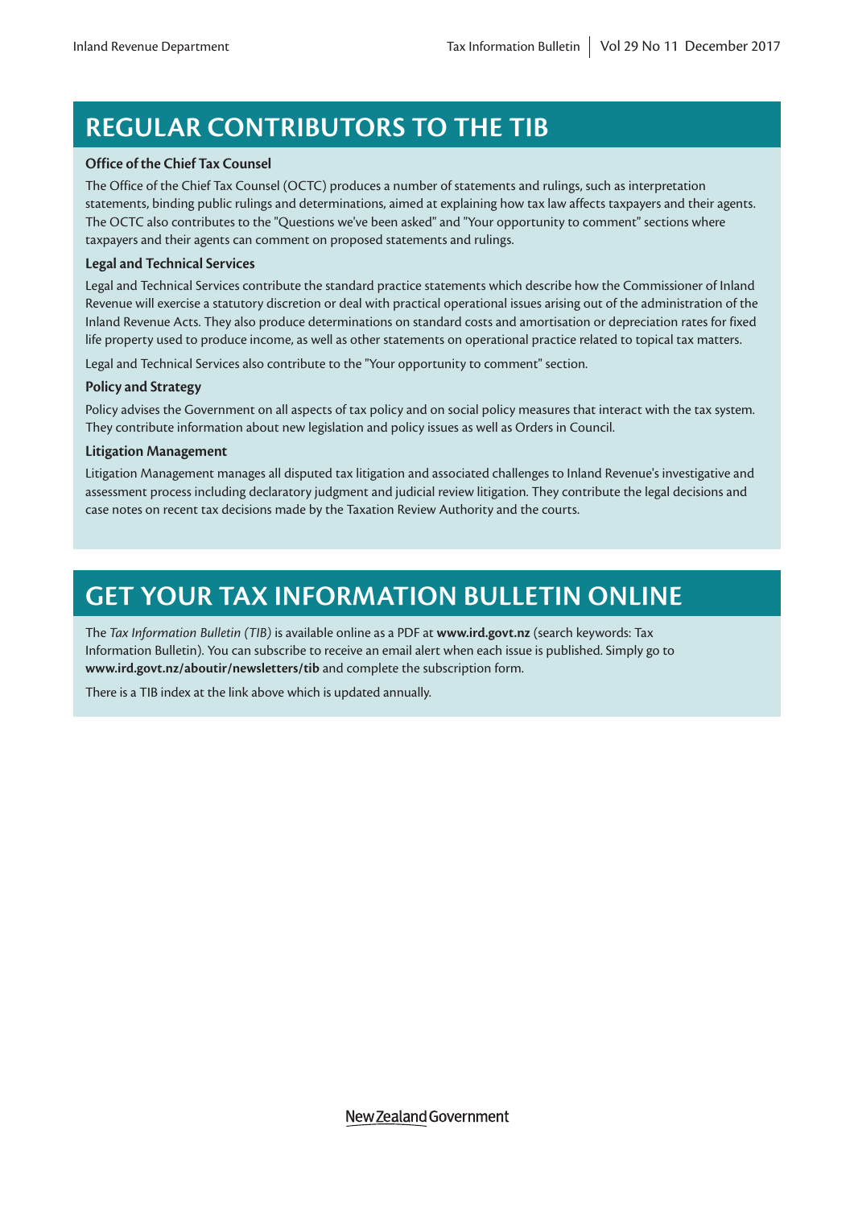## REGULAR CONTRIBUTORS TO THE TIB

**Office of the Chief Tax Counsel**

The Office of the Chief Tax Counsel (OCTC) produces a number of statements and rulings, such as interpretation statements, binding public rulings and determinations, aimed at explaining how tax law affects taxpayers and their agents. The OCTC also contributes to the "Questions we've been asked" and "Your opportunity to comment" sections where taxpayers and their agents can comment on proposed statements and rulings.

**Legal and Technical Services**

Legal and Technical Services contribute the standard practice statements which describe how the Commissioner of Inland Revenue will exercise a statutory discretion or deal with practical operational issues arising out of the administration of the Inland Revenue Acts. They also produce determinations on standard costs and amortisation or depreciation rates for fixed life property used to produce income, as well as other statements on operational practice related to topical tax matters.

Legal and Technical Services also contribute to the "Your opportunity to comment" section.

**Policy and Strategy**

Policy advises the Government on all aspects of tax policy and on social policy measures that interact with the tax system. They contribute information about new legislation and policy issues as well as Orders in Council.

**Litigation Management**

Litigation Management manages all disputed tax litigation and associated challenges to Inland Revenue's investigative and assessment process including declaratory judgment and judicial review litigation. They contribute the legal decisions and case notes on recent tax decisions made by the Taxation Review Authority and the courts.

## GET YOUR TAX INFORMATION BULLETIN ONLINE

The *Tax Information Bulletin (TIB)* is available online as a PDF at **www.ird.govt.nz** (search keywords: Tax Information Bulletin). You can subscribe to receive an email alert when each issue is published. Simply go to **www.ird.govt.nz/aboutir/newsletters/tib** and complete the subscription form.

There is a TIB index at the link above which is updated annually.

New Zealand Government